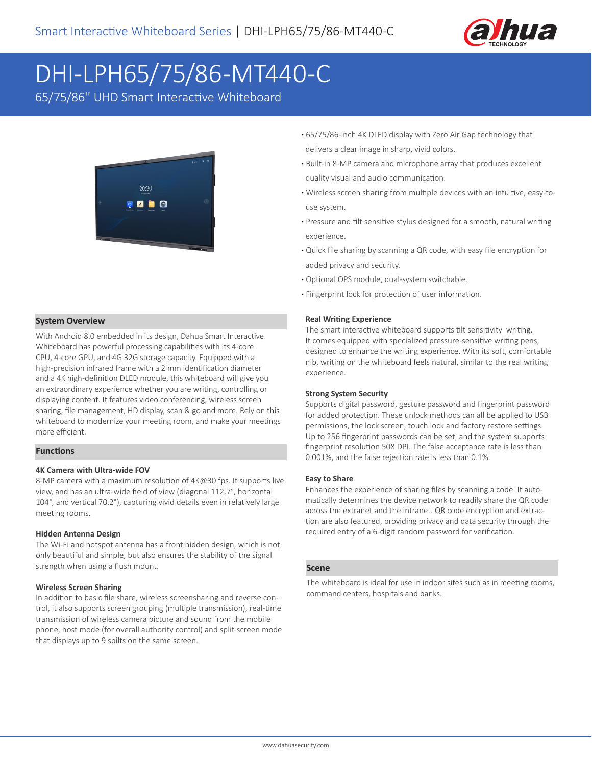# DHI-LPH65/75/86-MT440-C

65/75/86'' UHD Smart Interactive Whiteboard

- 65/75/86-inch 4K DLED display with Zero Air Gap technology that delivers a clear image in sharp, vivid colors.
- Built-in 8-MP camera and microphone array that produces excellent quality visual and audio communication.
- Wireless screen sharing from multiple devices with an intuitive, easy-to-use system.
- Pressure and tilt sensitive stylus designed for a smooth, natural writing experience.
- Quick file sharing by scanning a QR code, with easy file encryption for added privacy and security.
- Optional OPS module, dual-system switchable.
- Fingerprint lock for protection of user information.

## System Overview

With Android 8.0 embedded in its design, Dahua Smart Interactive Whiteboard has powerful processing capabilities with its 4-core CPU, 4-core GPU, and 4G 32G storage capacity. Equipped with a high-precision infrared frame with a 2 mm identification diameter and a 4K high-definition DLED module, this whiteboard will give you an extraordinary experience whether you are writing, controlling or displaying content. It features video conferencing, wireless screen sharing, file management, HD display, scan & go and more. Rely on this whiteboard to modernize your meeting room, and make your meetings more efficient.

## Functions

### 4K Camera with Ultra-wide FOV

8-MP camera with a maximum resolution of 4K@30 fps. It supports live view, and has an ultra-wide field of view (diagonal 112.7°, horizontal 104°, and vertical 70.2°), capturing vivid details even in relatively large meeting rooms.

### Hidden Antenna Design

The Wi-Fi and hotspot antenna has a front hidden design, which is not only beautiful and simple, but also ensures the stability of the signal strength when using a flush mount.

### Wireless Screen Sharing

In addition to basic file share, wireless screensharing and reverse control, it also supports screen grouping (multiple transmission), real-time transmission of wireless camera picture and sound from the mobile phone, host mode (for overall authority control) and split-screen mode that displays up to 9 spilts on the same screen.

### Real Writing Experience

The smart interactive whiteboard supports tilt sensitivity writing. It comes equipped with specialized pressure-sensitive writing pens, designed to enhance the writing experience. With its soft, comfortable nib, writing on the whiteboard feels natural, similar to the real writing experience.

### Strong System Security

Supports digital password, gesture password and fingerprint password for added protection. These unlock methods can all be applied to USB permissions, the lock screen, touch lock and factory restore settings. Up to 256 fingerprint passwords can be set, and the system supports fingerprint resolution 508 DPI. The false acceptance rate is less than 0.001%, and the false rejection rate is less than 0.1%.

### Easy to Share

Enhances the experience of sharing files by scanning a code. It automatically determines the device network to readily share the QR code across the extranet and the intranet. QR code encryption and extraction are also featured, providing privacy and data security through the required entry of a 6-digit random password for verification.

## Scene

The whiteboard is ideal for use in indoor sites such as in meeting rooms, command centers, hospitals and banks.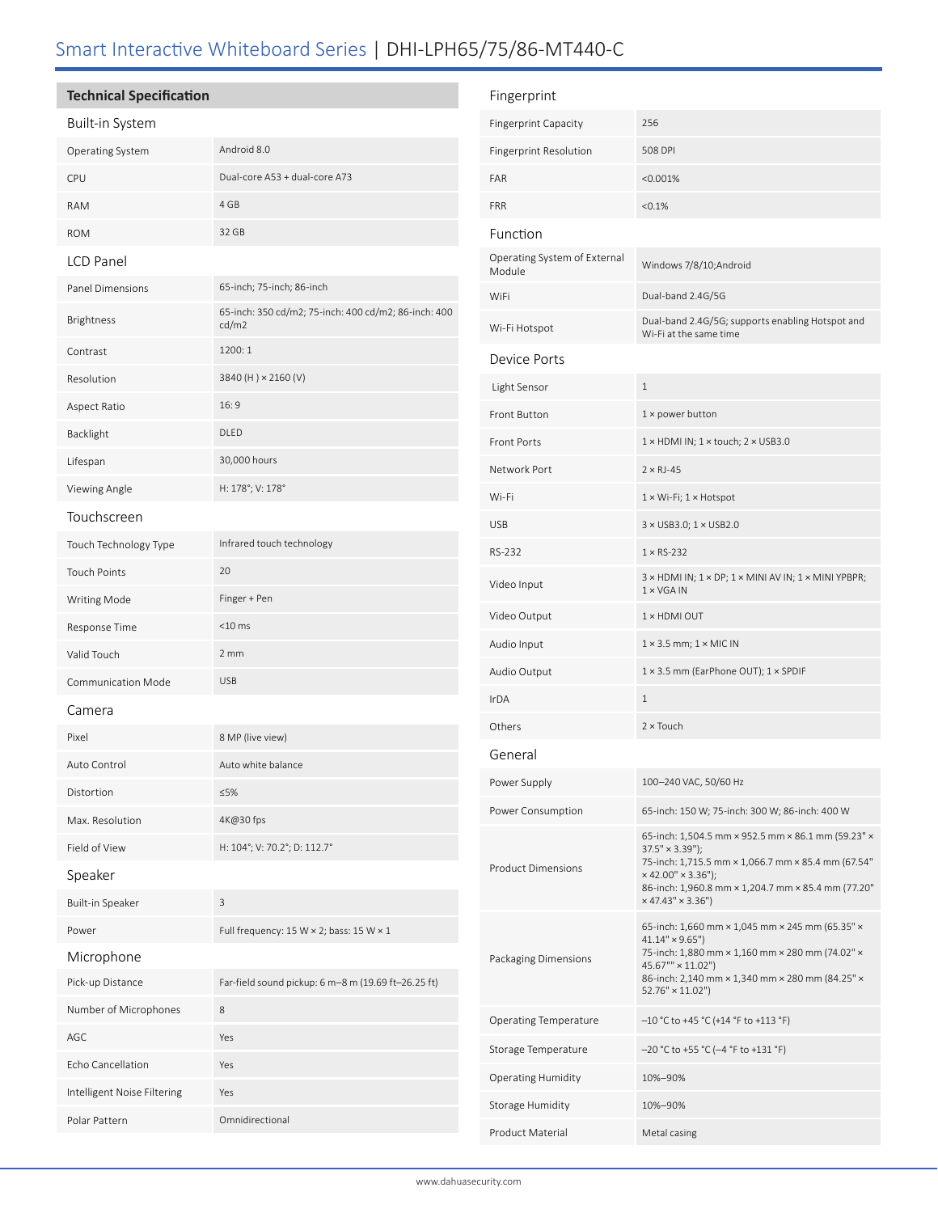# Smart Interactive Whiteboard Series | DHI-LPH65/75/86-MT440-C

## Technical Specification

### Built-in System

| | |
|---|---|
| Operating System | Android 8.0 |
| CPU | Dual-core A53 + dual-core A73 |
| RAM | 4 GB |
| ROM | 32 GB |

### LCD Panel

| | |
|---|---|
| Panel Dimensions | 65-inch; 75-inch; 86-inch |
| Brightness | 65-inch: 350 cd/m2; 75-inch: 400 cd/m2; 86-inch: 400 cd/m2 |
| Contrast | 1200: 1 |
| Resolution | 3840 (H ) × 2160 (V) |
| Aspect Ratio | 16: 9 |
| Backlight | DLED |
| Lifespan | 30,000 hours |
| Viewing Angle | H: 178°; V: 178° |

### Touchscreen

| | |
|---|---|
| Touch Technology Type | Infrared touch technology |
| Touch Points | 20 |
| Writing Mode | Finger + Pen |
| Response Time | <10 ms |
| Valid Touch | 2 mm |
| Communication Mode | USB |

### Camera

| | |
|---|---|
| Pixel | 8 MP (live view) |
| Auto Control | Auto white balance |
| Distortion | ≤5% |
| Max. Resolution | 4K@30 fps |
| Field of View | H: 104°; V: 70.2°; D: 112.7° |

### Speaker

| | |
|---|---|
| Built-in Speaker | 3 |
| Power | Full frequency: 15 W × 2; bass: 15 W × 1 |

### Microphone

| | |
|---|---|
| Pick-up Distance | Far-field sound pickup: 6 m–8 m (19.69 ft–26.25 ft) |
| Number of Microphones | 8 |
| AGC | Yes |
| Echo Cancellation | Yes |
| Intelligent Noise Filtering | Yes |
| Polar Pattern | Omnidirectional |

### Fingerprint

| | |
|---|---|
| Fingerprint Capacity | 256 |
| Fingerprint Resolution | 508 DPI |
| FAR | <0.001% |
| FRR | <0.1% |

### Function

| | |
|---|---|
| Operating System of External Module | Windows 7/8/10;Android |
| WiFi | Dual-band 2.4G/5G |
| Wi-Fi Hotspot | Dual-band 2.4G/5G; supports enabling Hotspot and Wi-Fi at the same time |

### Device Ports

| | |
|---|---|
| Light Sensor | 1 |
| Front Button | 1 × power button |
| Front Ports | 1 × HDMI IN; 1 × touch; 2 × USB3.0 |
| Network Port | 2 × RJ-45 |
| Wi-Fi | 1 × Wi-Fi; 1 × Hotspot |
| USB | 3 × USB3.0; 1 × USB2.0 |
| RS-232 | 1 × RS-232 |
| Video Input | 3 × HDMI IN; 1 × DP; 1 × MINI AV IN; 1 × MINI YPBPR; 1 × VGA IN |
| Video Output | 1 × HDMI OUT |
| Audio Input | 1 × 3.5 mm; 1 × MIC IN |
| Audio Output | 1 × 3.5 mm (EarPhone OUT); 1 × SPDIF |
| IrDA | 1 |
| Others | 2 × Touch |

### General

| | |
|---|---|
| Power Supply | 100–240 VAC, 50/60 Hz |
| Power Consumption | 65-inch: 150 W; 75-inch: 300 W; 86-inch: 400 W |
| Product Dimensions | 65-inch: 1,504.5 mm × 952.5 mm × 86.1 mm (59.23" × 37.5" × 3.39"); 75-inch: 1,715.5 mm × 1,066.7 mm × 85.4 mm (67.54" × 42.00" × 3.36"); 86-inch: 1,960.8 mm × 1,204.7 mm × 85.4 mm (77.20" × 47.43" × 3.36") |
| Packaging Dimensions | 65-inch: 1,660 mm × 1,045 mm × 245 mm (65.35" × 41.14" × 9.65"); 75-inch: 1,880 mm × 1,160 mm × 280 mm (74.02" × 45.67"" × 11.02"); 86-inch: 2,140 mm × 1,340 mm × 280 mm (84.25" × 52.76" × 11.02") |
| Operating Temperature | –10 °C to +45 °C (+14 °F to +113 °F) |
| Storage Temperature | –20 °C to +55 °C (–4 °F to +131 °F) |
| Operating Humidity | 10%–90% |
| Storage Humidity | 10%–90% |
| Product Material | Metal casing |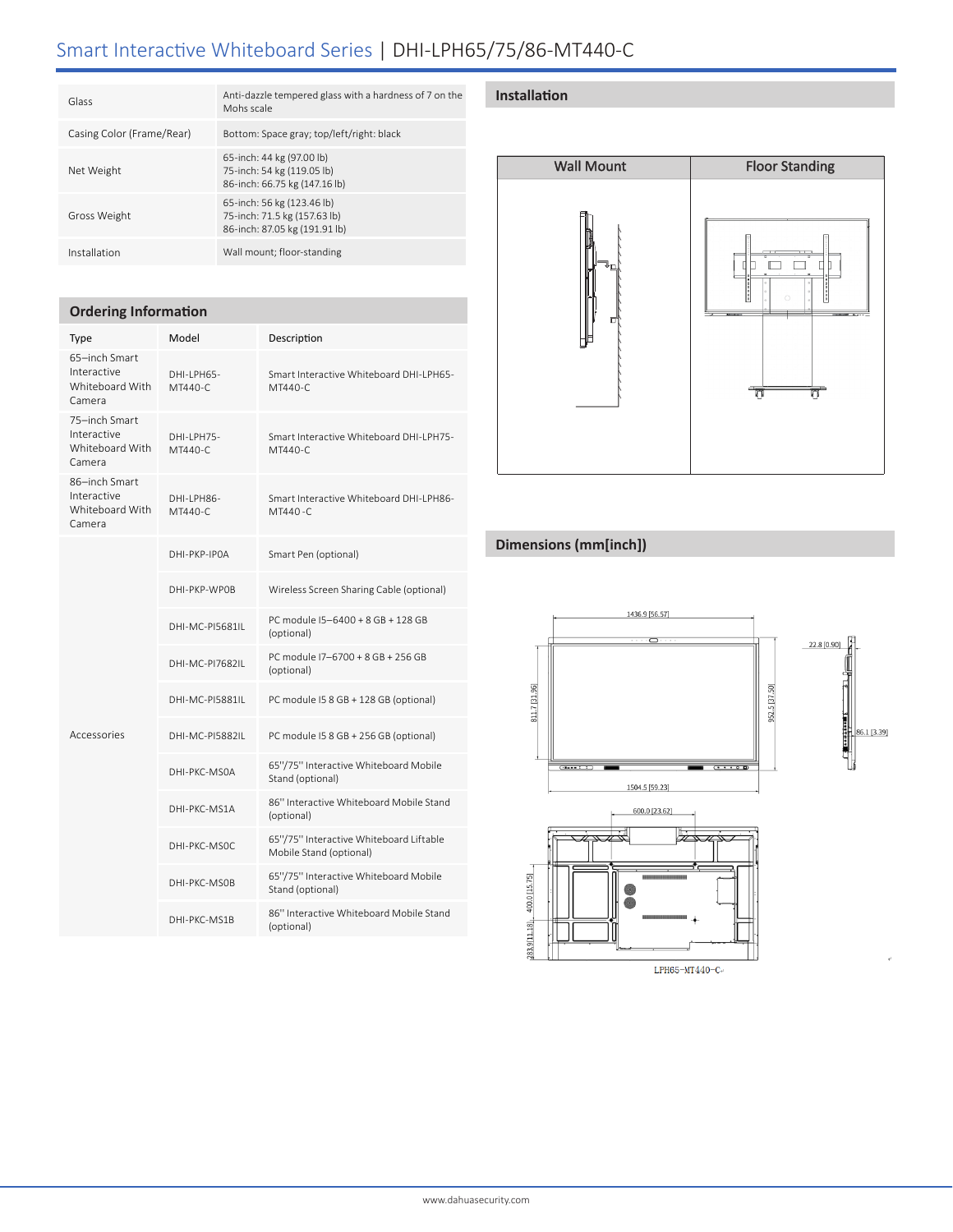| | |
|---|---|
| Glass | Anti-dazzle tempered glass with a hardness of 7 on the Mohs scale |
| Casing Color (Frame/Rear) | Bottom: Space gray; top/left/right: black |
| Net Weight | 65-inch: 44 kg (97.00 lb)<br>75-inch: 54 kg (119.05 lb)<br>86-inch: 66.75 kg (147.16 lb) |
| Gross Weight | 65-inch: 56 kg (123.46 lb)<br>75-inch: 71.5 kg (157.63 lb)<br>86-inch: 87.05 kg (191.91 lb) |
| Installation | Wall mount; floor-standing |

## Ordering Information

| Type | Model | Description |
|---|---|---|
| 65–inch Smart Interactive Whiteboard With Camera | DHI-LPH65-MT440-C | Smart Interactive Whiteboard DHI-LPH65-MT440-C |
| 75–inch Smart Interactive Whiteboard With Camera | DHI-LPH75-MT440-C | Smart Interactive Whiteboard DHI-LPH75-MT440-C |
| 86–inch Smart Interactive Whiteboard With Camera | DHI-LPH86-MT440-C | Smart Interactive Whiteboard DHI-LPH86-MT440 -C |
| Accessories | DHI-PKP-IP0A | Smart Pen (optional) |
| | DHI-PKP-WP0B | Wireless Screen Sharing Cable (optional) |
| | DHI-MC-PI5681IL | PC module I5–6400 + 8 GB + 128 GB (optional) |
| | DHI-MC-PI7682IL | PC module I7–6700 + 8 GB + 256 GB (optional) |
| | DHI-MC-PI5881IL | PC module I5 8 GB + 128 GB (optional) |
| | DHI-MC-PI5882IL | PC module I5 8 GB + 256 GB (optional) |
| | DHI-PKC-MS0A | 65''/75'' Interactive Whiteboard Mobile Stand (optional) |
| | DHI-PKC-MS1A | 86'' Interactive Whiteboard Mobile Stand (optional) |
| | DHI-PKC-MS0C | 65''/75'' Interactive Whiteboard Liftable Mobile Stand (optional) |
| | DHI-PKC-MS0B | 65''/75'' Interactive Whiteboard Mobile Stand (optional) |
| | DHI-PKC-MS1B | 86'' Interactive Whiteboard Mobile Stand (optional) |

## Installation

| Wall Mount | Floor Standing |
|---|---|
| | |

## Dimensions (mm[inch])

1436.9 [56.57]

811.7 [31.96]

952.5 [37.50]

1504.5 [59.23]

22.8 [0.90]

86.1 [3.39]

600.0 [23.62]

400.0 [15.75]

283.9 [11.18]

LPH65-MT440-C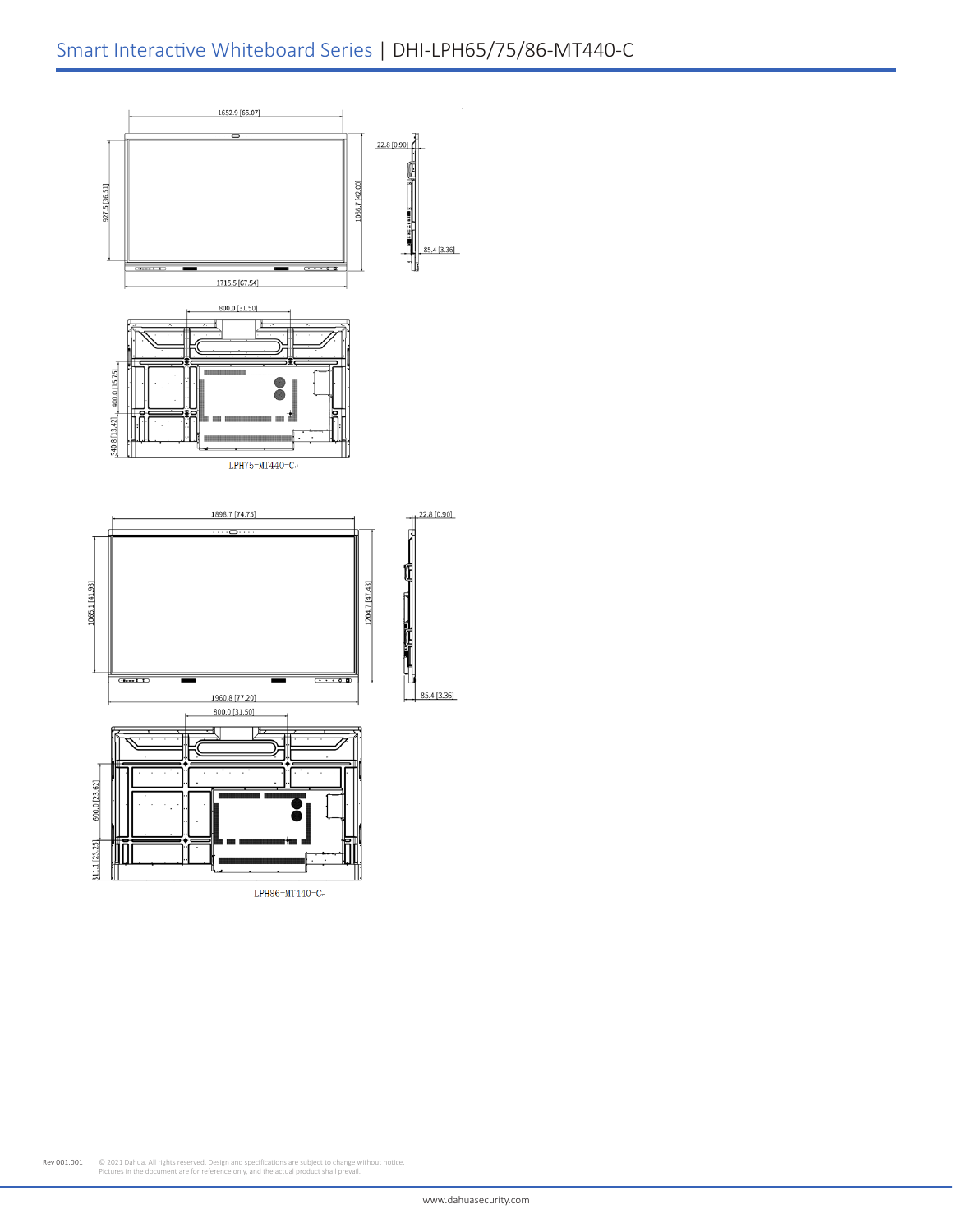1652.9 [65.07]

927.5 [36.51]

1066.7 [42.00]

22.8 [0.90]

85.4 [3.36]

1715.5 [67.54]

800.0 [31.50]

400.0 [15.75]

340.8 [13.42]

LPH75-MT440-C

1898.7 [74.75]

22.8 [0.90]

1065.1 [41.93]

1204.7 [47.43]

1960.8 [77.20]

85.4 [3.36]

800.0 [31.50]

600.0 [23.62]

311.1 [23.25]

LPH86-MT440-C

Rev 001.001

© 2021 Dahua. All rights reserved. Design and specifications are subject to change without notice.
Pictures in the document are for reference only, and the actual product shall prevail.

www.dahuasecurity.com